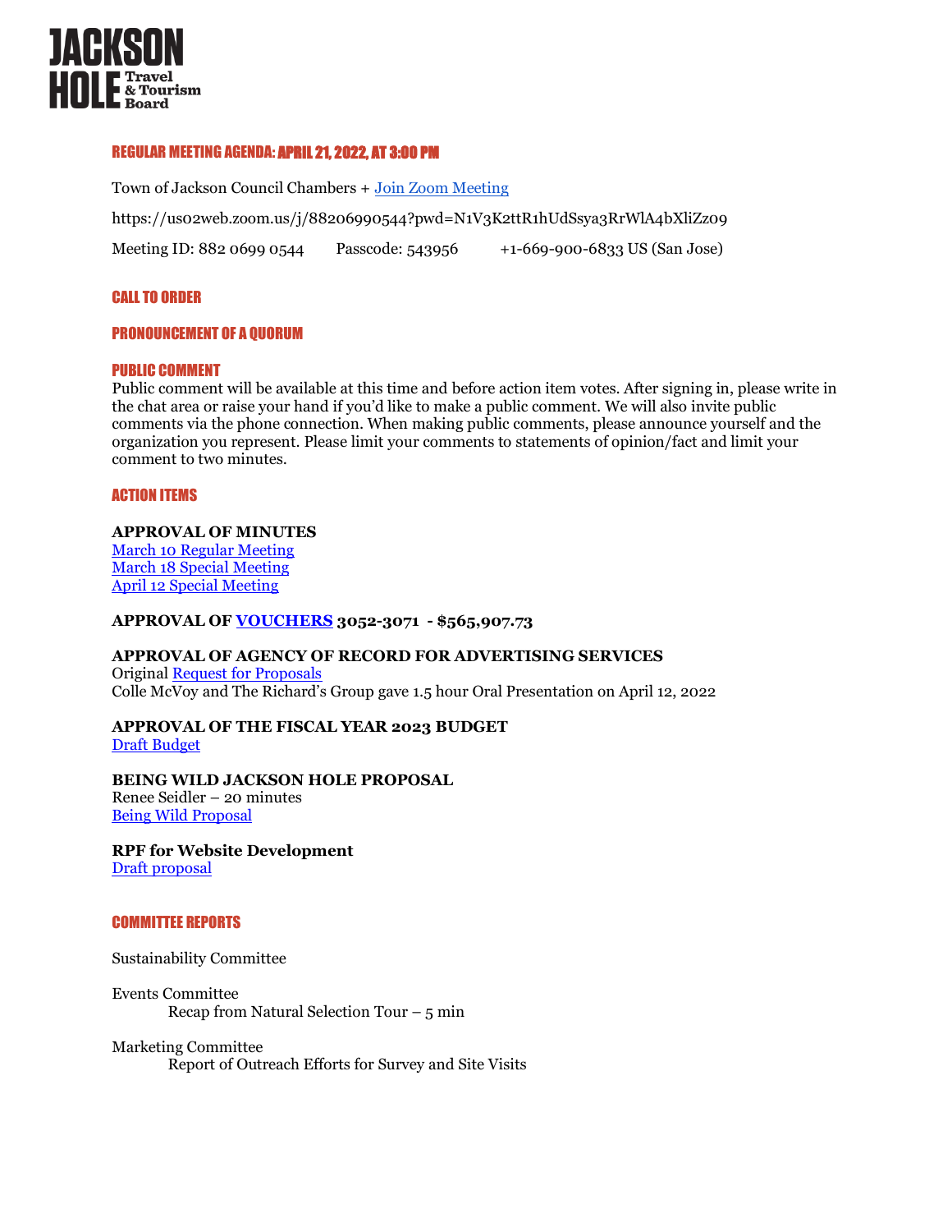JACKSON HOLE Travel & Tourism Board

## REGULAR MEETING AGENDA: APRIL 21, 2022, AT 3:00 PM

Town of Jackson Council Chambers + Join Zoom Meeting

https://us02web.zoom.us/j/88206990544?pwd=N1V3K2ttR1hUdSsya3RrWlA4bXliZz09

Meeting ID: 882 0699 0544 Passcode: 543956 +1-669-900-6833 US (San Jose)

## CALL TO ORDER

## PRONOUNCEMENT OF A QUORUM

## PUBLIC COMMENT

Public comment will be available at this time and before action item votes. After signing in, please write in the chat area or raise your hand if you'd like to make a public comment. We will also invite public comments via the phone connection. When making public comments, please announce yourself and the organization you represent. Please limit your comments to statements of opinion/fact and limit your comment to two minutes.

## ACTION ITEMS

**APPROVAL OF MINUTES**
March 10 Regular Meeting
March 18 Special Meeting
April 12 Special Meeting

**APPROVAL OF VOUCHERS 3052-3071 - $565,907.73**

**APPROVAL OF AGENCY OF RECORD FOR ADVERTISING SERVICES**
Original Request for Proposals
Colle McVoy and The Richard's Group gave 1.5 hour Oral Presentation on April 12, 2022

**APPROVAL OF THE FISCAL YEAR 2023 BUDGET**
Draft Budget

**BEING WILD JACKSON HOLE PROPOSAL**
Renee Seidler – 20 minutes
Being Wild Proposal

**RPF for Website Development**
Draft proposal

## COMMITTEE REPORTS

Sustainability Committee

Events Committee
  Recap from Natural Selection Tour – 5 min

Marketing Committee
  Report of Outreach Efforts for Survey and Site Visits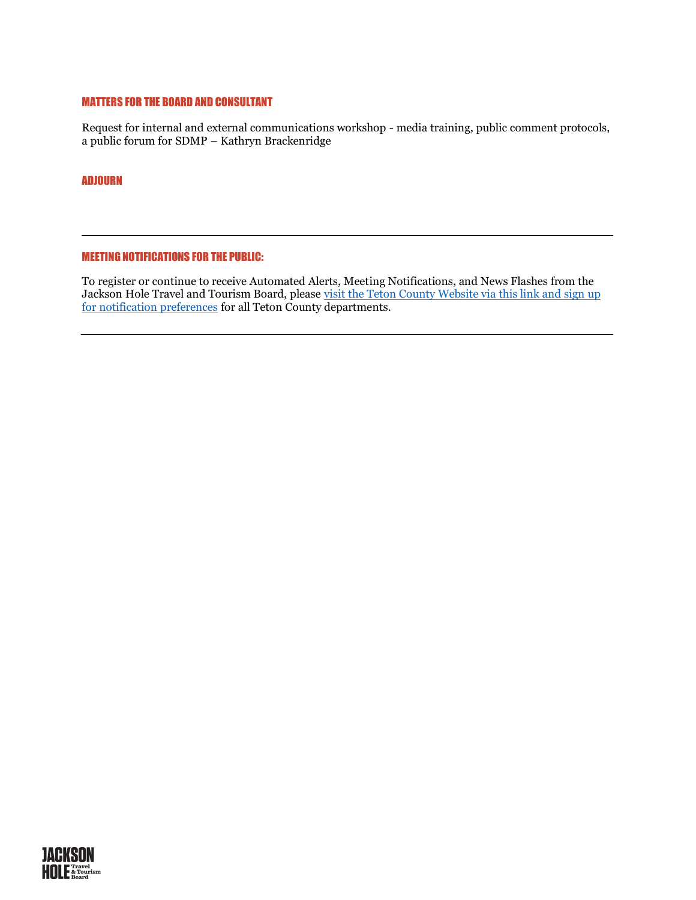## MATTERS FOR THE BOARD AND CONSULTANT

Request for internal and external communications workshop - media training, public comment protocols, a public forum for SDMP – Kathryn Brackenridge

## ADJOURN

---

## MEETING NOTIFICATIONS FOR THE PUBLIC:

To register or continue to receive Automated Alerts, Meeting Notifications, and News Flashes from the Jackson Hole Travel and Tourism Board, please visit the Teton County Website via this link and sign up for notification preferences for all Teton County departments.

---